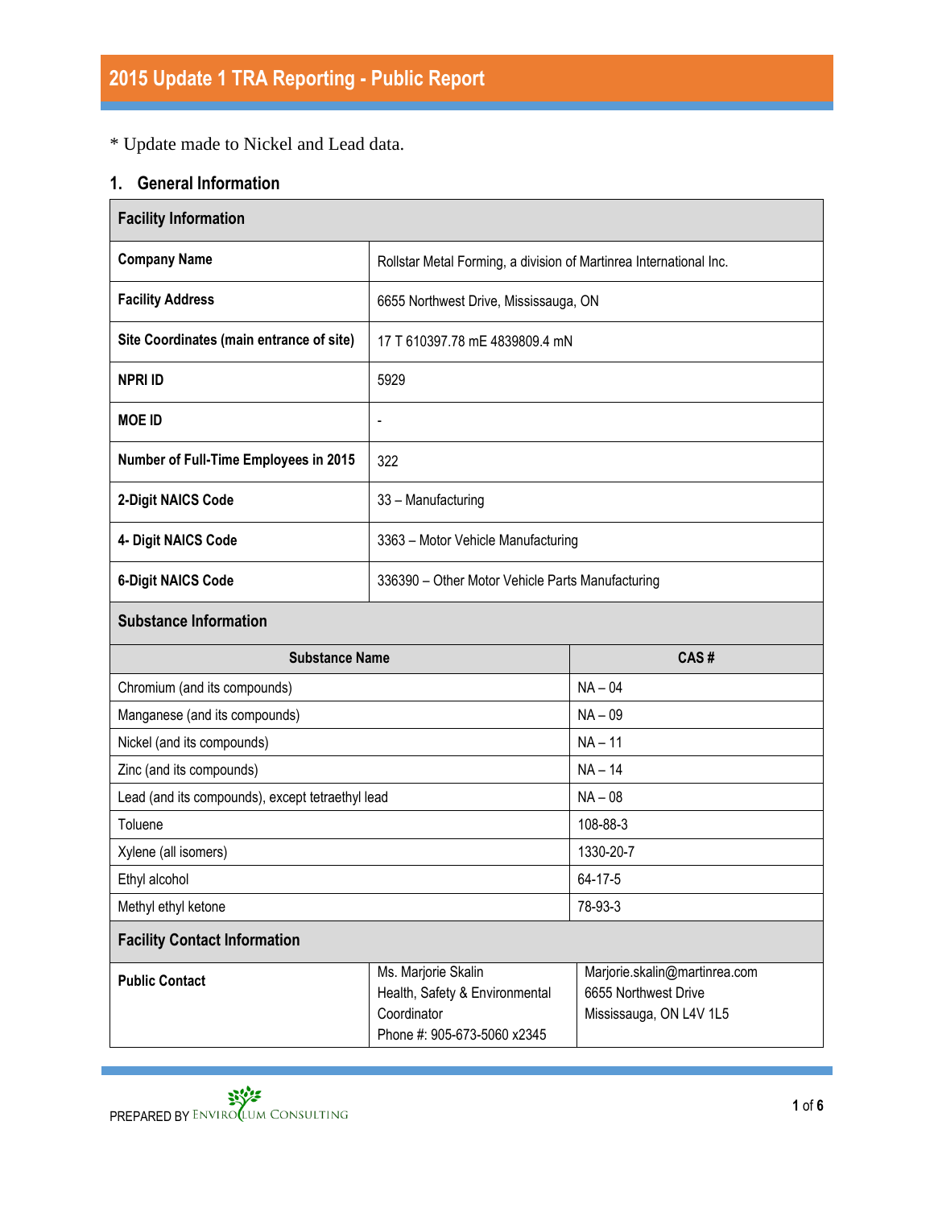# 2015 Update 1 TRA Reporting - Public Report

* Update made to Nickel and Lead data.

## 1. General Information

| Facility Information | |
|---|---|
| **Company Name** | Rollstar Metal Forming, a division of Martinrea International Inc. |
| **Facility Address** | 6655 Northwest Drive, Mississauga, ON |
| **Site Coordinates (main entrance of site)** | 17 T 610397.78 mE 4839809.4 mN |
| **NPRI ID** | 5929 |
| **MOE ID** | - |
| **Number of Full-Time Employees in 2015** | 322 |
| **2-Digit NAICS Code** | 33 – Manufacturing |
| **4- Digit NAICS Code** | 3363 – Motor Vehicle Manufacturing |
| **6-Digit NAICS Code** | 336390 – Other Motor Vehicle Parts Manufacturing |

**Substance Information**

| Substance Name | CAS # |
|---|---|
| Chromium (and its compounds) | NA – 04 |
| Manganese (and its compounds) | NA – 09 |
| Nickel (and its compounds) | NA – 11 |
| Zinc (and its compounds) | NA – 14 |
| Lead (and its compounds), except tetraethyl lead | NA – 08 |
| Toluene | 108-88-3 |
| Xylene (all isomers) | 1330-20-7 |
| Ethyl alcohol | 64-17-5 |
| Methyl ethyl ketone | 78-93-3 |

**Facility Contact Information**

| | | |
|---|---|---|
| **Public Contact** | Ms. Marjorie Skalin<br>Health, Safety & Environmental Coordinator<br>Phone #: 905-673-5060 x2345 | Marjorie.skalin@martinrea.com<br>6655 Northwest Drive<br>Mississauga, ON L4V 1L5 |

PREPARED BY ENVIROCLUM CONSULTING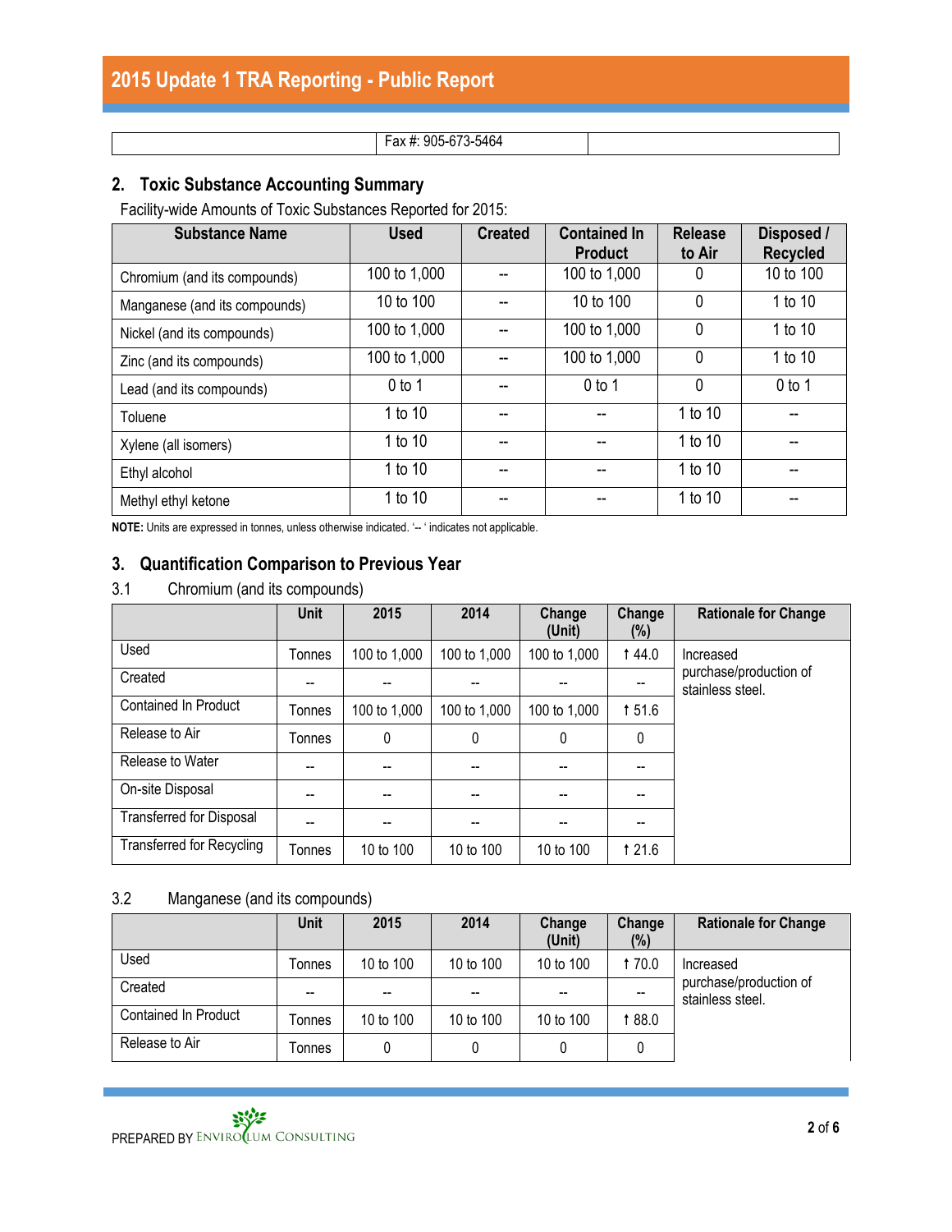| | Fax #: 905-673-5464 | |
|---|---|---|

## 2. Toxic Substance Accounting Summary

Facility-wide Amounts of Toxic Substances Reported for 2015:

| Substance Name | Used | Created | Contained In Product | Release to Air | Disposed / Recycled |
|---|---|---|---|---|---|
| Chromium (and its compounds) | 100 to 1,000 | -- | 100 to 1,000 | 0 | 10 to 100 |
| Manganese (and its compounds) | 10 to 100 | -- | 10 to 100 | 0 | 1 to 10 |
| Nickel (and its compounds) | 100 to 1,000 | -- | 100 to 1,000 | 0 | 1 to 10 |
| Zinc (and its compounds) | 100 to 1,000 | -- | 100 to 1,000 | 0 | 1 to 10 |
| Lead (and its compounds) | 0 to 1 | -- | 0 to 1 | 0 | 0 to 1 |
| Toluene | 1 to 10 | -- | -- | 1 to 10 | -- |
| Xylene (all isomers) | 1 to 10 | -- | -- | 1 to 10 | -- |
| Ethyl alcohol | 1 to 10 | -- | -- | 1 to 10 | -- |
| Methyl ethyl ketone | 1 to 10 | -- | -- | 1 to 10 | -- |

**NOTE:** Units are expressed in tonnes, unless otherwise indicated. '-- ' indicates not applicable.

## 3. Quantification Comparison to Previous Year

### 3.1 Chromium (and its compounds)

| | Unit | 2015 | 2014 | Change (Unit) | Change (%) | Rationale for Change |
|---|---|---|---|---|---|---|
| Used | Tonnes | 100 to 1,000 | 100 to 1,000 | 100 to 1,000 | ↑ 44.0 | Increased purchase/production of stainless steel. |
| Created | -- | -- | -- | -- | -- | |
| Contained In Product | Tonnes | 100 to 1,000 | 100 to 1,000 | 100 to 1,000 | ↑ 51.6 | |
| Release to Air | Tonnes | 0 | 0 | 0 | 0 | |
| Release to Water | -- | -- | -- | -- | -- | |
| On-site Disposal | -- | -- | -- | -- | -- | |
| Transferred for Disposal | -- | -- | -- | -- | -- | |
| Transferred for Recycling | Tonnes | 10 to 100 | 10 to 100 | 10 to 100 | ↑ 21.6 | |

### 3.2 Manganese (and its compounds)

| | Unit | 2015 | 2014 | Change (Unit) | Change (%) | Rationale for Change |
|---|---|---|---|---|---|---|
| Used | Tonnes | 10 to 100 | 10 to 100 | 10 to 100 | ↑ 70.0 | Increased purchase/production of stainless steel. |
| Created | -- | -- | -- | -- | -- | |
| Contained In Product | Tonnes | 10 to 100 | 10 to 100 | 10 to 100 | ↑ 88.0 | |
| Release to Air | Tonnes | 0 | 0 | 0 | 0 | |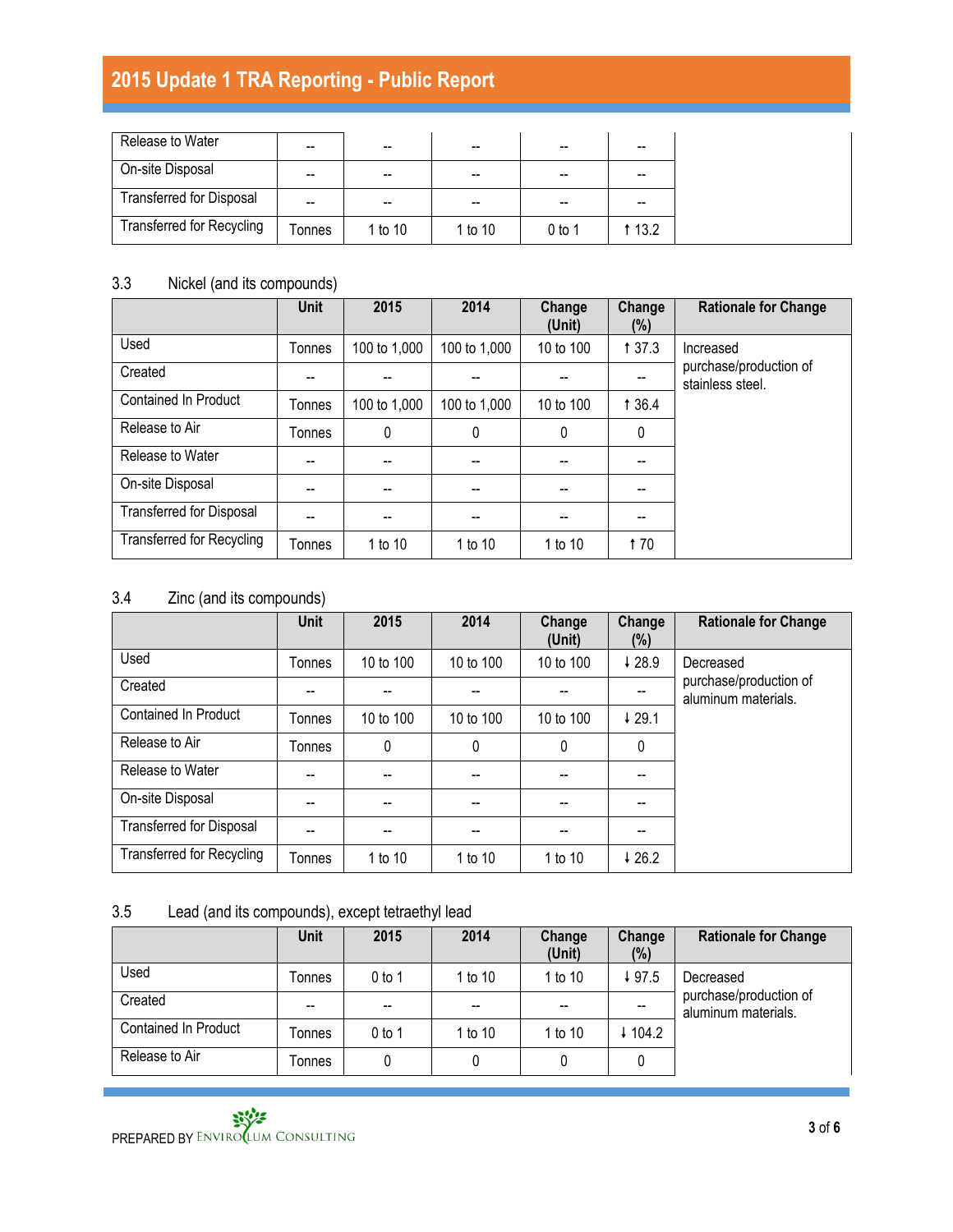| | | | | | | |
|---|---|---|---|---|---|---|
| Release to Water | -- | -- | -- | -- | -- | |
| On-site Disposal | -- | -- | -- | -- | -- | |
| Transferred for Disposal | -- | -- | -- | -- | -- | |
| Transferred for Recycling | Tonnes | 1 to 10 | 1 to 10 | 0 to 1 | ↑ 13.2 | |

## 3.3 Nickel (and its compounds)

| | Unit | 2015 | 2014 | Change (Unit) | Change (%) | Rationale for Change |
|---|---|---|---|---|---|---|
| Used | Tonnes | 100 to 1,000 | 100 to 1,000 | 10 to 100 | ↑ 37.3 | Increased purchase/production of stainless steel. |
| Created | -- | -- | -- | -- | -- | |
| Contained In Product | Tonnes | 100 to 1,000 | 100 to 1,000 | 10 to 100 | ↑ 36.4 | |
| Release to Air | Tonnes | 0 | 0 | 0 | 0 | |
| Release to Water | -- | -- | -- | -- | -- | |
| On-site Disposal | -- | -- | -- | -- | -- | |
| Transferred for Disposal | -- | -- | -- | -- | -- | |
| Transferred for Recycling | Tonnes | 1 to 10 | 1 to 10 | 1 to 10 | ↑ 70 | |

## 3.4 Zinc (and its compounds)

| | Unit | 2015 | 2014 | Change (Unit) | Change (%) | Rationale for Change |
|---|---|---|---|---|---|---|
| Used | Tonnes | 10 to 100 | 10 to 100 | 10 to 100 | ↓ 28.9 | Decreased purchase/production of aluminum materials. |
| Created | -- | -- | -- | -- | -- | |
| Contained In Product | Tonnes | 10 to 100 | 10 to 100 | 10 to 100 | ↓ 29.1 | |
| Release to Air | Tonnes | 0 | 0 | 0 | 0 | |
| Release to Water | -- | -- | -- | -- | -- | |
| On-site Disposal | -- | -- | -- | -- | -- | |
| Transferred for Disposal | -- | -- | -- | -- | -- | |
| Transferred for Recycling | Tonnes | 1 to 10 | 1 to 10 | 1 to 10 | ↓ 26.2 | |

## 3.5 Lead (and its compounds), except tetraethyl lead

| | Unit | 2015 | 2014 | Change (Unit) | Change (%) | Rationale for Change |
|---|---|---|---|---|---|---|
| Used | Tonnes | 0 to 1 | 1 to 10 | 1 to 10 | ↓ 97.5 | Decreased purchase/production of aluminum materials. |
| Created | -- | -- | -- | -- | -- | |
| Contained In Product | Tonnes | 0 to 1 | 1 to 10 | 1 to 10 | ↓ 104.2 | |
| Release to Air | Tonnes | 0 | 0 | 0 | 0 | |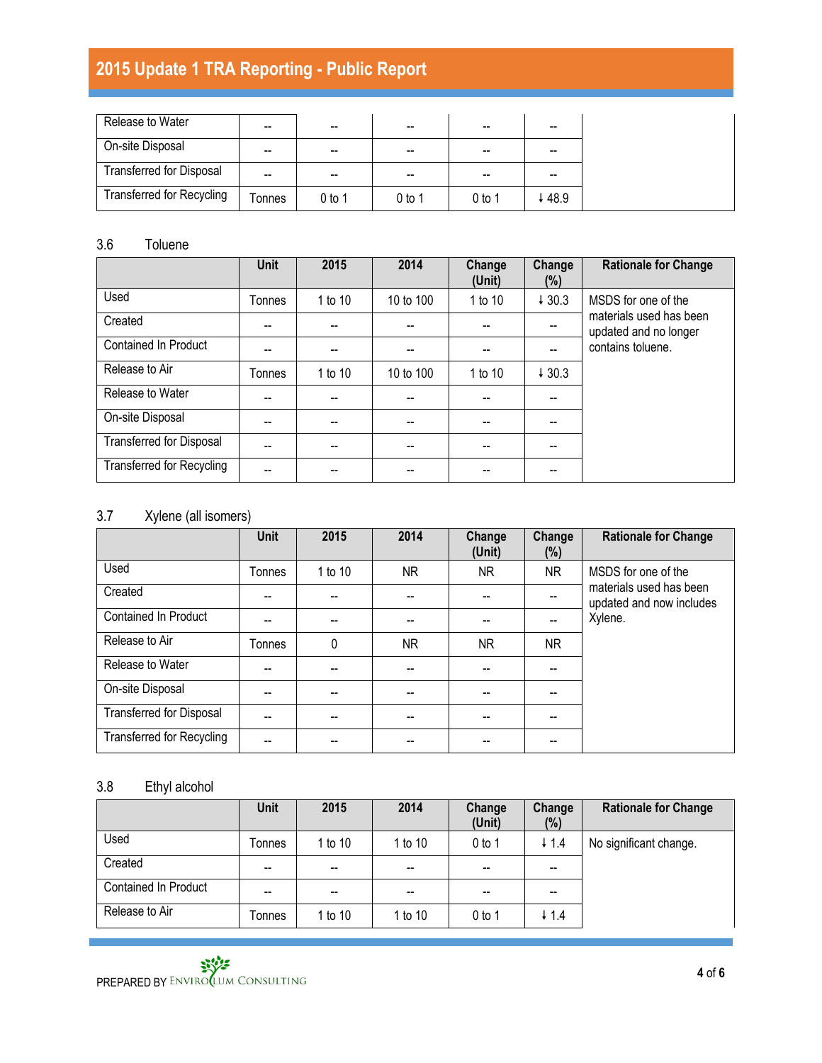| | | | | | | |
|---|---|---|---|---|---|---|
| Release to Water | -- | -- | -- | -- | -- | |
| On-site Disposal | -- | -- | -- | -- | -- | |
| Transferred for Disposal | -- | -- | -- | -- | -- | |
| Transferred for Recycling | Tonnes | 0 to 1 | 0 to 1 | 0 to 1 | ↓ 48.9 | |

## 3.6 Toluene

| | Unit | 2015 | 2014 | Change (Unit) | Change (%) | Rationale for Change |
|---|---|---|---|---|---|---|
| Used | Tonnes | 1 to 10 | 10 to 100 | 1 to 10 | ↓ 30.3 | MSDS for one of the materials used has been updated and no longer contains toluene. |
| Created | -- | -- | -- | -- | -- | |
| Contained In Product | -- | -- | -- | -- | -- | |
| Release to Air | Tonnes | 1 to 10 | 10 to 100 | 1 to 10 | ↓ 30.3 | |
| Release to Water | -- | -- | -- | -- | -- | |
| On-site Disposal | -- | -- | -- | -- | -- | |
| Transferred for Disposal | -- | -- | -- | -- | -- | |
| Transferred for Recycling | -- | -- | -- | -- | -- | |

## 3.7 Xylene (all isomers)

| | Unit | 2015 | 2014 | Change (Unit) | Change (%) | Rationale for Change |
|---|---|---|---|---|---|---|
| Used | Tonnes | 1 to 10 | NR | NR | NR | MSDS for one of the materials used has been updated and now includes Xylene. |
| Created | -- | -- | -- | -- | -- | |
| Contained In Product | -- | -- | -- | -- | -- | |
| Release to Air | Tonnes | 0 | NR | NR | NR | |
| Release to Water | -- | -- | -- | -- | -- | |
| On-site Disposal | -- | -- | -- | -- | -- | |
| Transferred for Disposal | -- | -- | -- | -- | -- | |
| Transferred for Recycling | -- | -- | -- | -- | -- | |

## 3.8 Ethyl alcohol

| | Unit | 2015 | 2014 | Change (Unit) | Change (%) | Rationale for Change |
|---|---|---|---|---|---|---|
| Used | Tonnes | 1 to 10 | 1 to 10 | 0 to 1 | ↓ 1.4 | No significant change. |
| Created | -- | -- | -- | -- | -- | |
| Contained In Product | -- | -- | -- | -- | -- | |
| Release to Air | Tonnes | 1 to 10 | 1 to 10 | 0 to 1 | ↓ 1.4 | |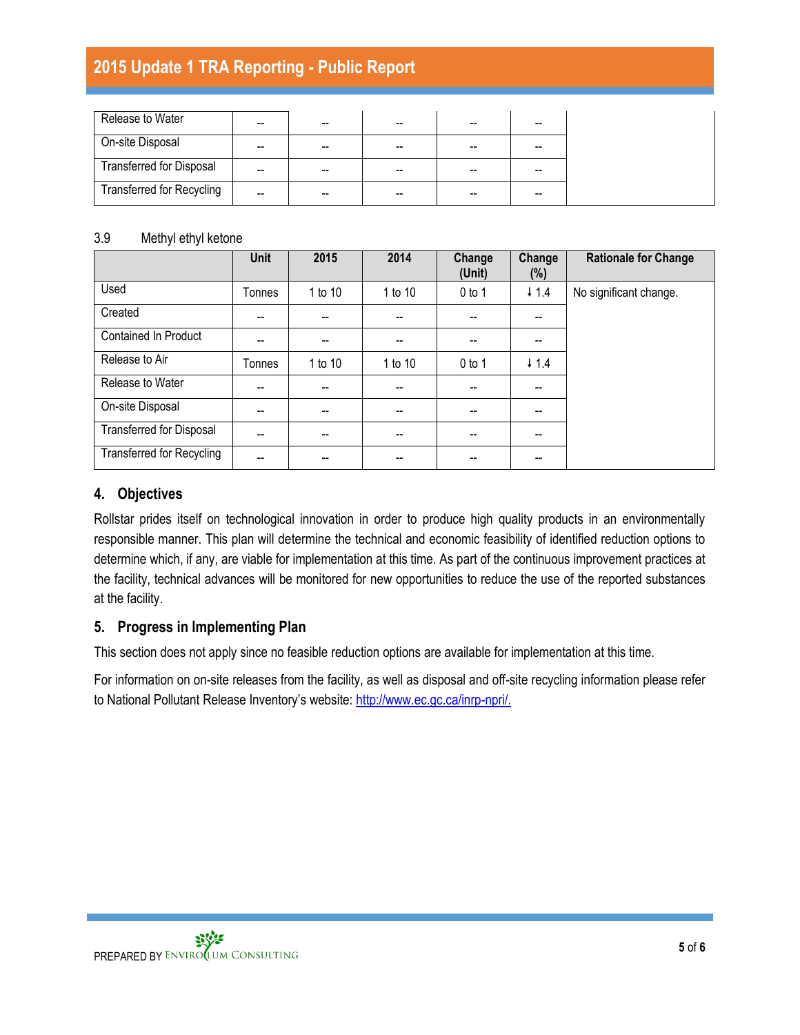| | | | | | | |
|---|---|---|---|---|---|---|
| Release to Water | -- | -- | -- | -- | -- | |
| On-site Disposal | -- | -- | -- | -- | -- | |
| Transferred for Disposal | -- | -- | -- | -- | -- | |
| Transferred for Recycling | -- | -- | -- | -- | -- | |

3.9 Methyl ethyl ketone

| | Unit | 2015 | 2014 | Change (Unit) | Change (%) | Rationale for Change |
|---|---|---|---|---|---|---|
| Used | Tonnes | 1 to 10 | 1 to 10 | 0 to 1 | ↓ 1.4 | No significant change. |
| Created | -- | -- | -- | -- | -- | |
| Contained In Product | -- | -- | -- | -- | -- | |
| Release to Air | Tonnes | 1 to 10 | 1 to 10 | 0 to 1 | ↓ 1.4 | |
| Release to Water | -- | -- | -- | -- | -- | |
| On-site Disposal | -- | -- | -- | -- | -- | |
| Transferred for Disposal | -- | -- | -- | -- | -- | |
| Transferred for Recycling | -- | -- | -- | -- | -- | |

## 4. Objectives

Rollstar prides itself on technological innovation in order to produce high quality products in an environmentally responsible manner. This plan will determine the technical and economic feasibility of identified reduction options to determine which, if any, are viable for implementation at this time. As part of the continuous improvement practices at the facility, technical advances will be monitored for new opportunities to reduce the use of the reported substances at the facility.

## 5. Progress in Implementing Plan

This section does not apply since no feasible reduction options are available for implementation at this time.

For information on on-site releases from the facility, as well as disposal and off-site recycling information please refer to National Pollutant Release Inventory's website: [http://www.ec.gc.ca/inrp-npri/.](http://www.ec.gc.ca/inrp-npri/)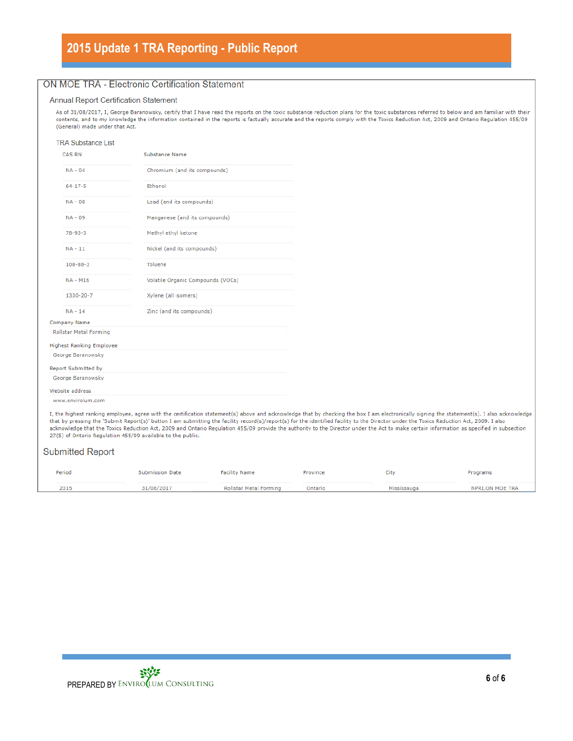# 2015 Update 1 TRA Reporting - Public Report

## ON MOE TRA - Electronic Certification Statement

### Annual Report Certification Statement

As of 31/08/2017, I, George Baranowsky, certify that I have read the reports on the toxic substance reduction plans for the toxic substances referred to below and am familiar with their contents, and to my knowledge the information contained in the reports is factually accurate and the reports comply with the Toxics Reduction Act, 2009 and Ontario Regulation 455/09 (General) made under that Act.

#### TRA Substance List

| CAS RN | Substance Name |
|---|---|
| NA - 04 | Chromium (and its compounds) |
| 64-17-5 | Ethanol |
| NA - 08 | Lead (and its compounds) |
| NA - 09 | Manganese (and its compounds) |
| 78-93-3 | Methyl ethyl ketone |
| NA - 11 | Nickel (and its compounds) |
| 108-88-3 | Toluene |
| NA - M16 | Volatile Organic Compounds (VOCs) |
| 1330-20-7 | Xylene (all isomers) |
| NA - 14 | Zinc (and its compounds) |

Company Name
Rollstar Metal Forming

Highest Ranking Employee
George Baranowsky

Report Submitted by
George Baranowsky

Website address
www.envirolum.com

I, the highest ranking employee, agree with the certification statement(s) above and acknowledge that by checking the box I am electronically signing the statement(s). I also acknowledge that by pressing the 'Submit Report(s)' button I am submitting the facility record(s)/report(s) for the identified facility to the Director under the Toxics Reduction Act, 2009. I also acknowledge that the Toxics Reduction Act, 2009 and Ontario Regulation 455/09 provide the authority to the Director under the Act to make certain information as specified in subsection 27(5) of Ontario Regulation 455/09 available to the public.

## Submitted Report

| Period | Submission Date | Facility Name | Province | City | Programs |
|---|---|---|---|---|---|
| 2015 | 31/08/2017 | Rollstar Metal Forming | Ontario | Mississauga | NPRI,ON MOE TRA |

PREPARED BY ENVIROLUM CONSULTING